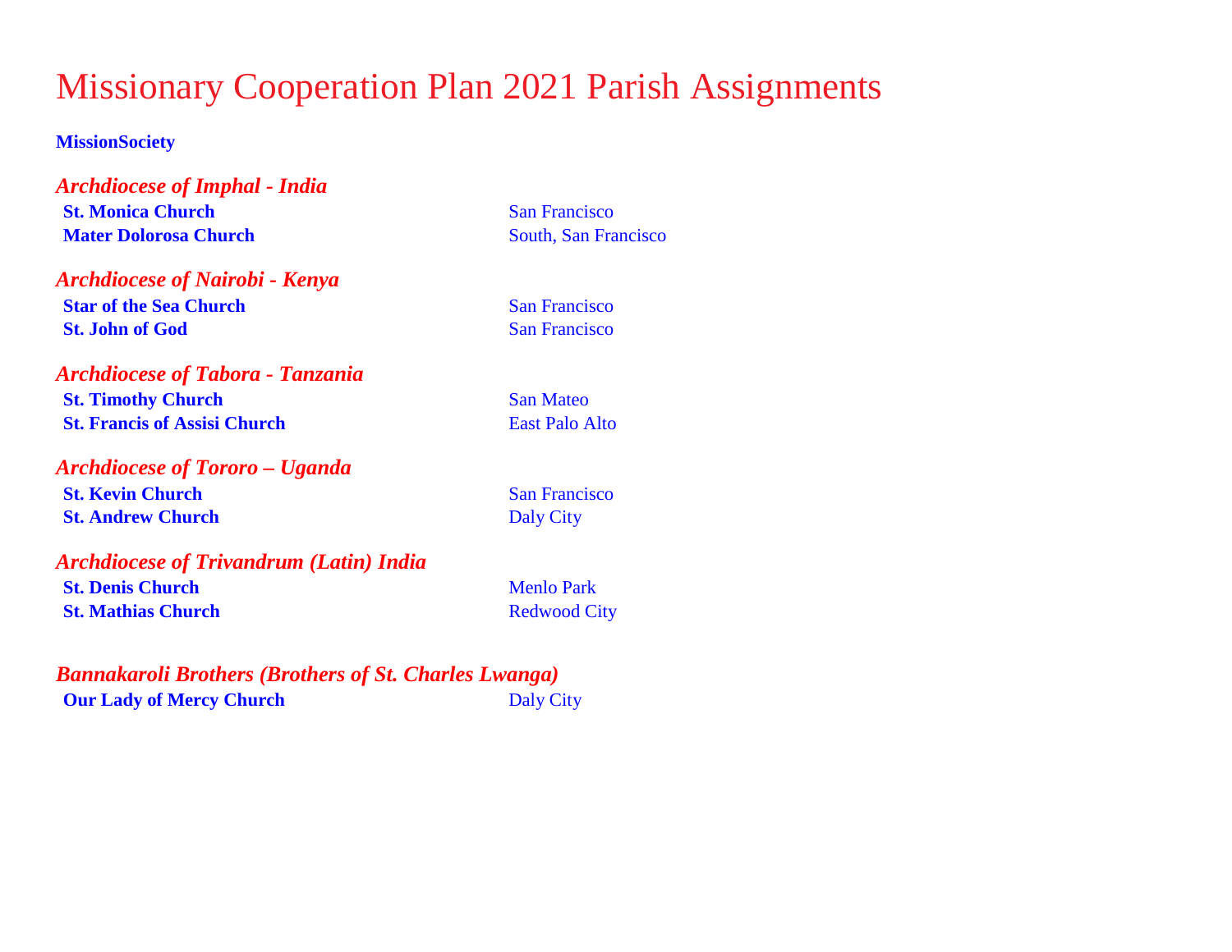# Missionary Cooperation Plan 2021 Parish Assignments

**MissionSociety**

### *Archdiocese of Imphal - India*

| | |
|---|---|
| **St. Monica Church** | San Francisco |
| **Mater Dolorosa Church** | South, San Francisco |

### *Archdiocese of Nairobi - Kenya*

| | |
|---|---|
| **Star of the Sea Church** | San Francisco |
| **St. John of God** | San Francisco |

### *Archdiocese of Tabora - Tanzania*

| | |
|---|---|
| **St. Timothy Church** | San Mateo |
| **St. Francis of Assisi Church** | East Palo Alto |

### *Archdiocese of Tororo – Uganda*

| | |
|---|---|
| **St. Kevin Church** | San Francisco |
| **St. Andrew Church** | Daly City |

### *Archdiocese of Trivandrum (Latin) India*

| | |
|---|---|
| **St. Denis Church** | Menlo Park |
| **St. Mathias Church** | Redwood City |

### *Bannakaroli Brothers (Brothers of St. Charles Lwanga)*

| | |
|---|---|
| **Our Lady of Mercy Church** | Daly City |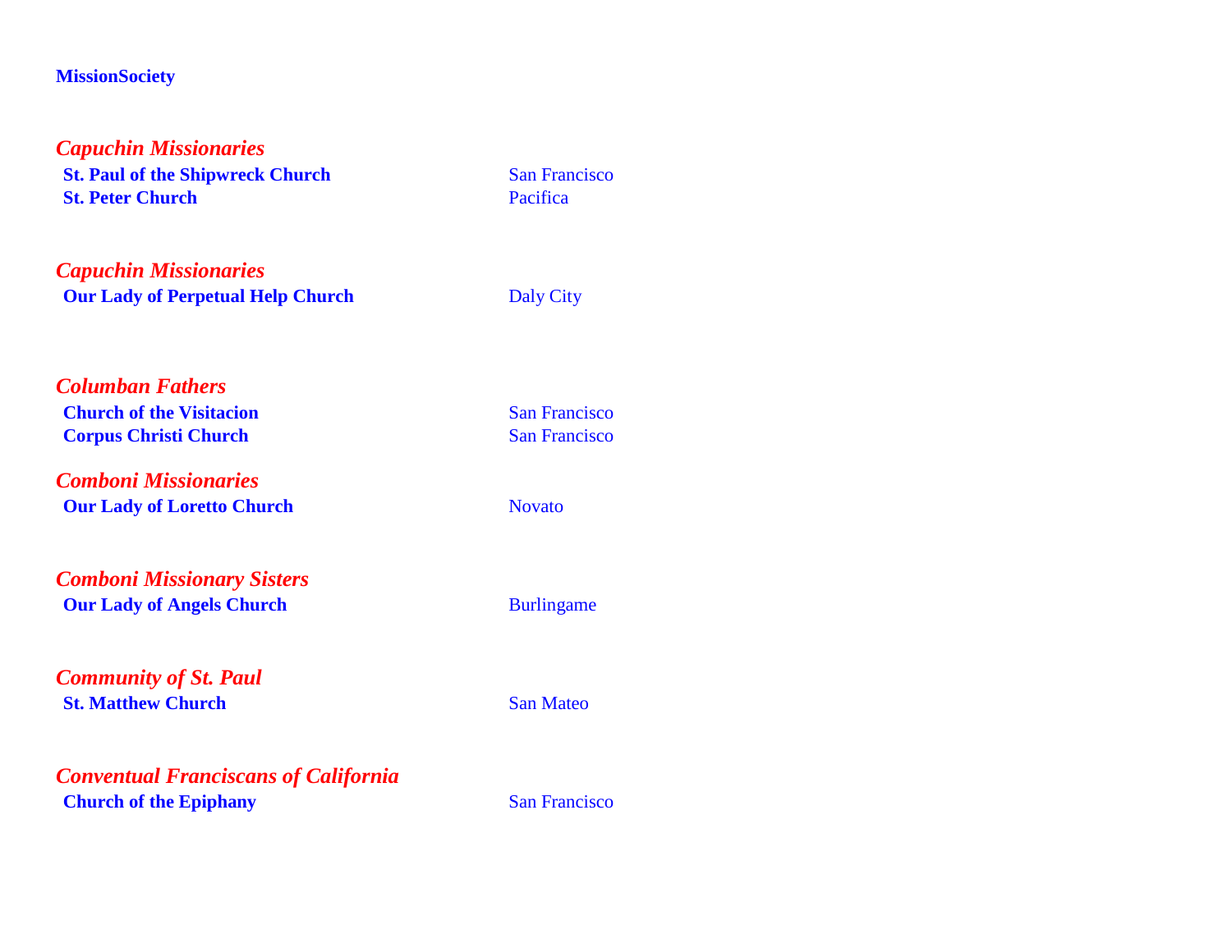**MissionSociety**

***Capuchin Missionaries***

| | |
|---|---|
| **St. Paul of the Shipwreck Church** | San Francisco |
| **St. Peter Church** | Pacifica |

***Capuchin Missionaries***

| | |
|---|---|
| **Our Lady of Perpetual Help Church** | Daly City |

***Columban Fathers***

| | |
|---|---|
| **Church of the Visitacion** | San Francisco |
| **Corpus Christi Church** | San Francisco |

***Comboni Missionaries***

| | |
|---|---|
| **Our Lady of Loretto Church** | Novato |

***Comboni Missionary Sisters***

| | |
|---|---|
| **Our Lady of Angels Church** | Burlingame |

***Community of St. Paul***

| | |
|---|---|
| **St. Matthew Church** | San Mateo |

***Conventual Franciscans of California***

| | |
|---|---|
| **Church of the Epiphany** | San Francisco |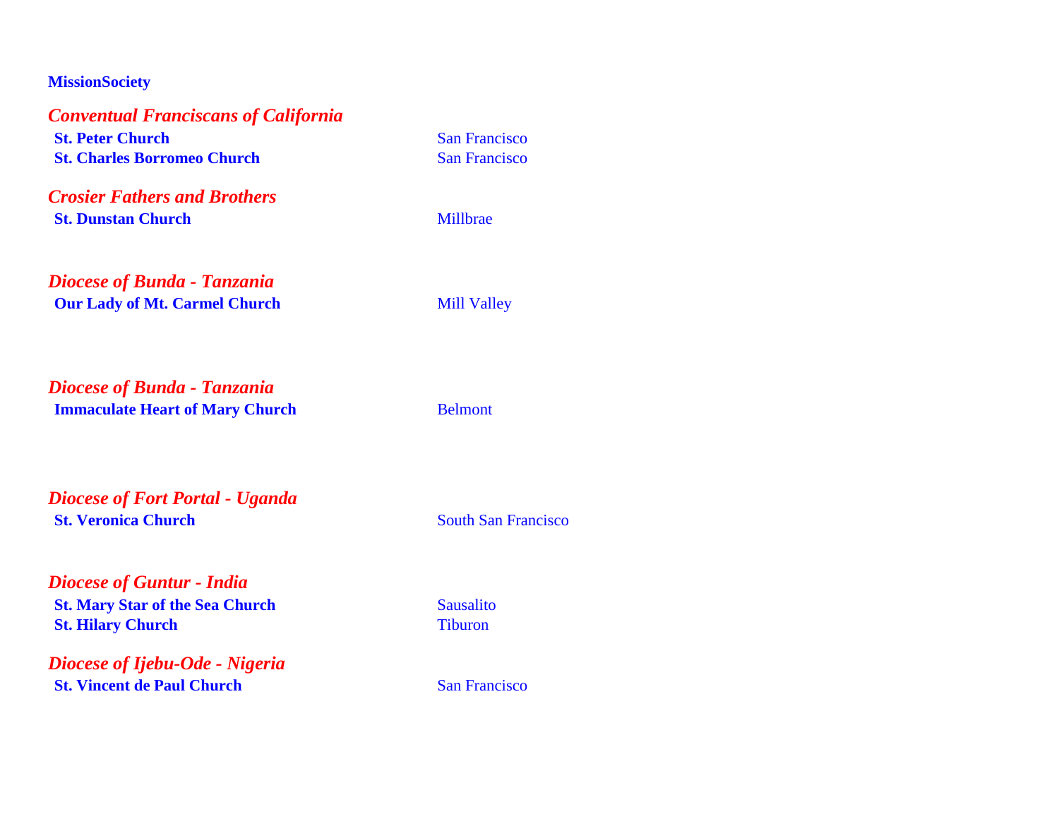**MissionSociety**

***Conventual Franciscans of California***

| | |
|---|---|
| **St. Peter Church** | San Francisco |
| **St. Charles Borromeo Church** | San Francisco |

***Crosier Fathers and Brothers***

| | |
|---|---|
| **St. Dunstan Church** | Millbrae |

***Diocese of Bunda - Tanzania***

| | |
|---|---|
| **Our Lady of Mt. Carmel Church** | Mill Valley |

***Diocese of Bunda - Tanzania***

| | |
|---|---|
| **Immaculate Heart of Mary Church** | Belmont |

***Diocese of Fort Portal - Uganda***

| | |
|---|---|
| **St. Veronica Church** | South San Francisco |

***Diocese of Guntur - India***

| | |
|---|---|
| **St. Mary Star of the Sea Church** | Sausalito |
| **St. Hilary Church** | Tiburon |

***Diocese of Ijebu-Ode - Nigeria***

| | |
|---|---|
| **St. Vincent de Paul Church** | San Francisco |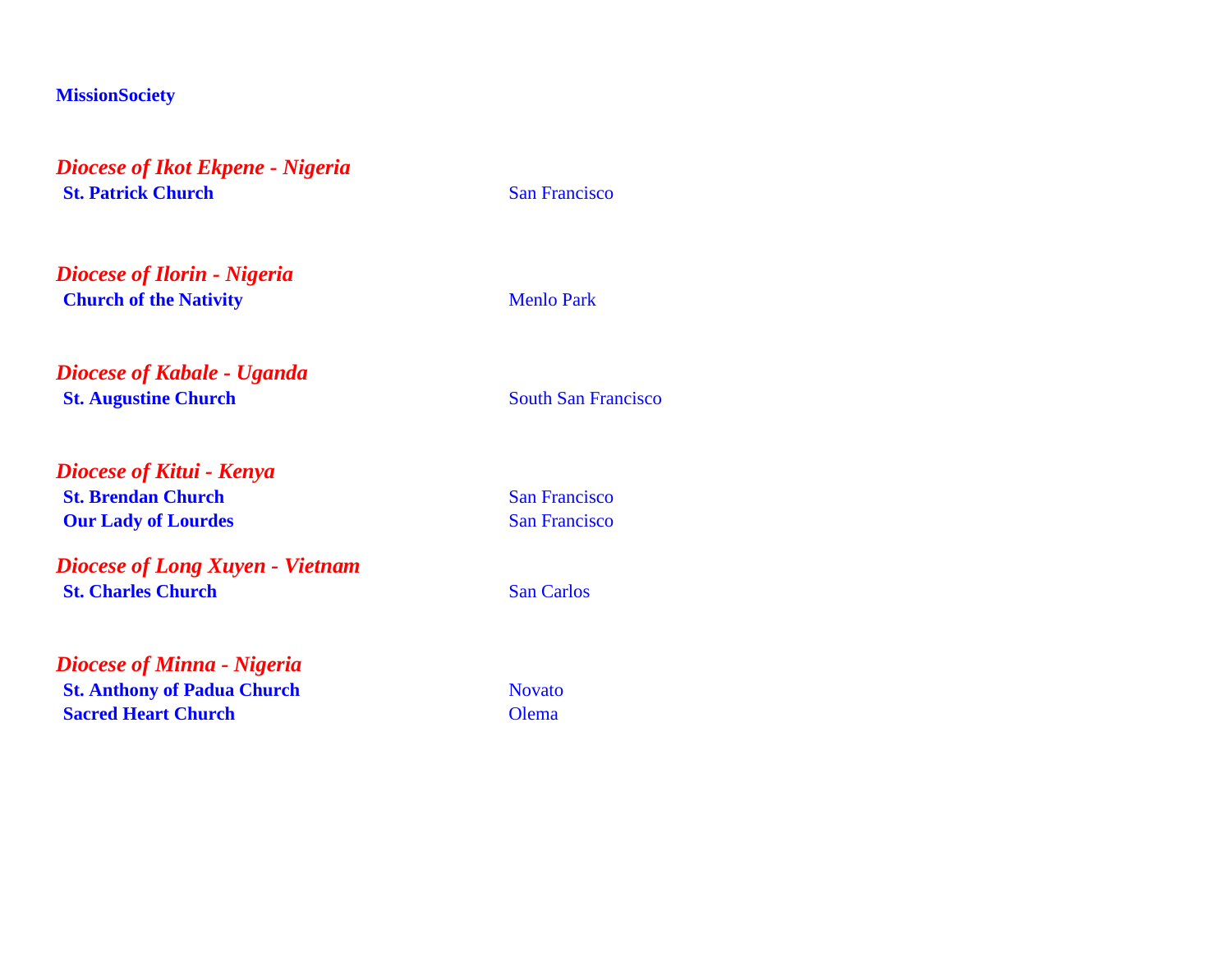**MissionSociety**

***Diocese of Ikot Ekpene - Nigeria***

| | |
|---|---|
| **St. Patrick Church** | San Francisco |

***Diocese of Ilorin - Nigeria***

| | |
|---|---|
| **Church of the Nativity** | Menlo Park |

***Diocese of Kabale - Uganda***

| | |
|---|---|
| **St. Augustine Church** | South San Francisco |

***Diocese of Kitui - Kenya***

| | |
|---|---|
| **St. Brendan Church** | San Francisco |
| **Our Lady of Lourdes** | San Francisco |

***Diocese of Long Xuyen - Vietnam***

| | |
|---|---|
| **St. Charles Church** | San Carlos |

***Diocese of Minna - Nigeria***

| | |
|---|---|
| **St. Anthony of Padua Church** | Novato |
| **Sacred Heart Church** | Olema |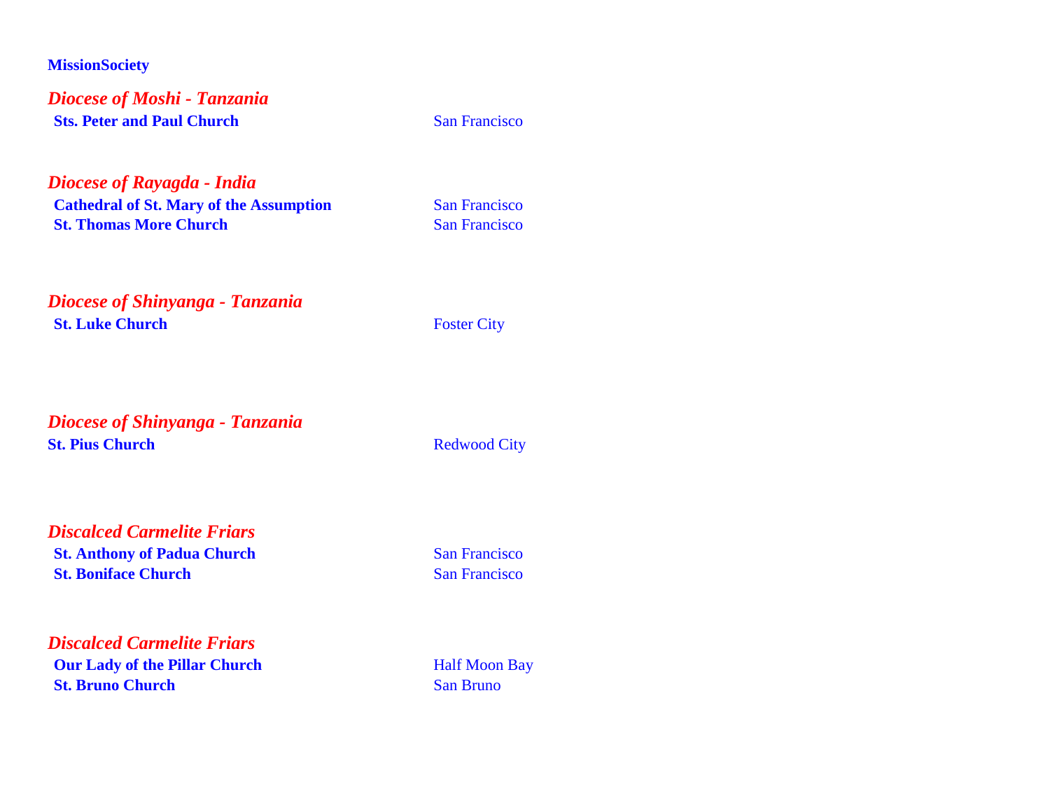**MissionSociety**

***Diocese of Moshi - Tanzania***

| | |
|---|---|
| **Sts. Peter and Paul Church** | San Francisco |

***Diocese of Rayagda - India***

| | |
|---|---|
| **Cathedral of St. Mary of the Assumption** | San Francisco |
| **St. Thomas More Church** | San Francisco |

***Diocese of Shinyanga - Tanzania***

| | |
|---|---|
| **St. Luke Church** | Foster City |

***Diocese of Shinyanga - Tanzania***

| | |
|---|---|
| **St. Pius Church** | Redwood City |

***Discalced Carmelite Friars***

| | |
|---|---|
| **St. Anthony of Padua Church** | San Francisco |
| **St. Boniface Church** | San Francisco |

***Discalced Carmelite Friars***

| | |
|---|---|
| **Our Lady of the Pillar Church** | Half Moon Bay |
| **St. Bruno Church** | San Bruno |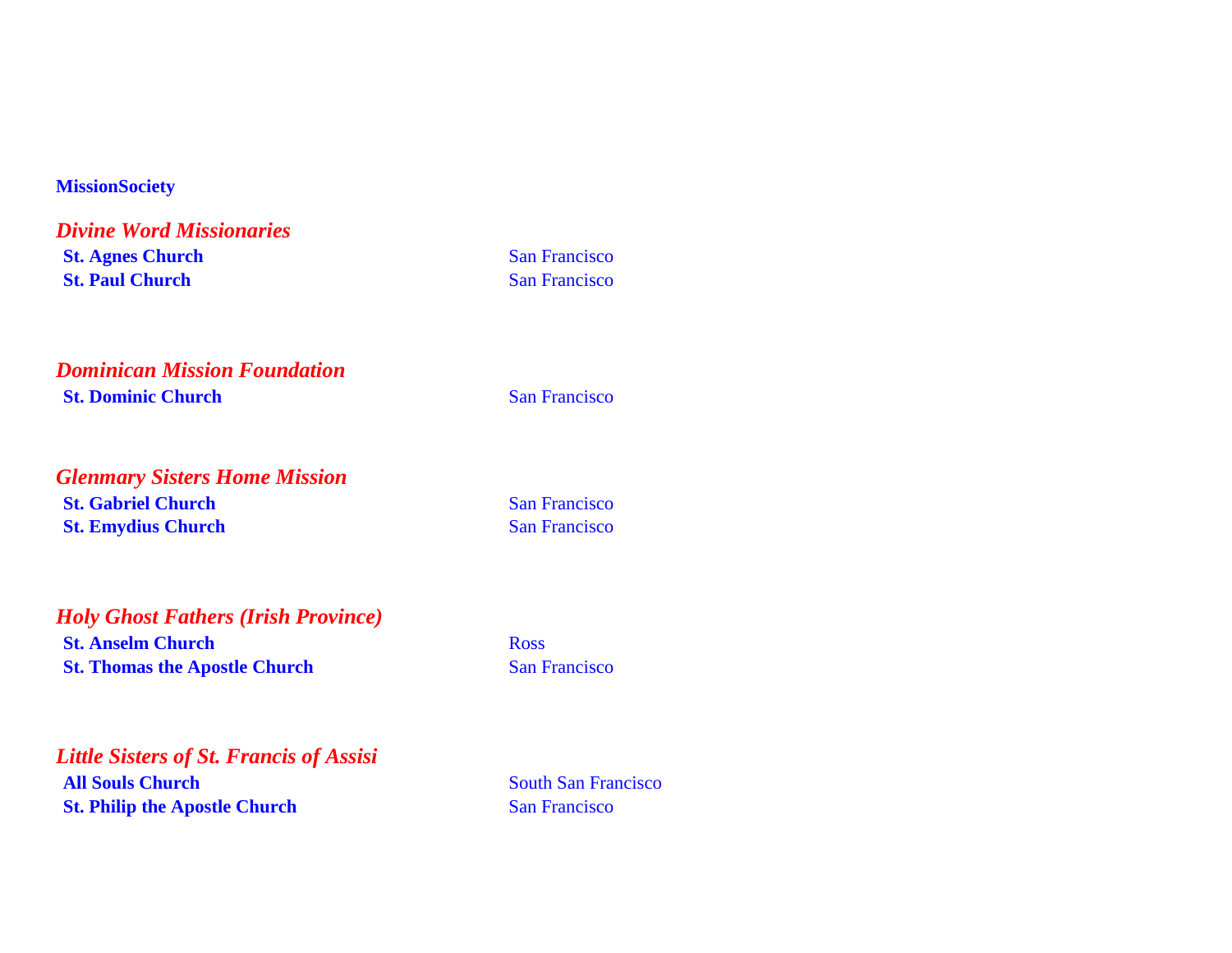**MissionSociety**

## *Divine Word Missionaries*

| | |
|---|---|
| **St. Agnes Church** | San Francisco |
| **St. Paul Church** | San Francisco |

## *Dominican Mission Foundation*

| | |
|---|---|
| **St. Dominic Church** | San Francisco |

## *Glenmary Sisters Home Mission*

| | |
|---|---|
| **St. Gabriel Church** | San Francisco |
| **St. Emydius Church** | San Francisco |

## *Holy Ghost Fathers (Irish Province)*

| | |
|---|---|
| **St. Anselm Church** | Ross |
| **St. Thomas the Apostle Church** | San Francisco |

## *Little Sisters of St. Francis of Assisi*

| | |
|---|---|
| **All Souls Church** | South San Francisco |
| **St. Philip the Apostle Church** | San Francisco |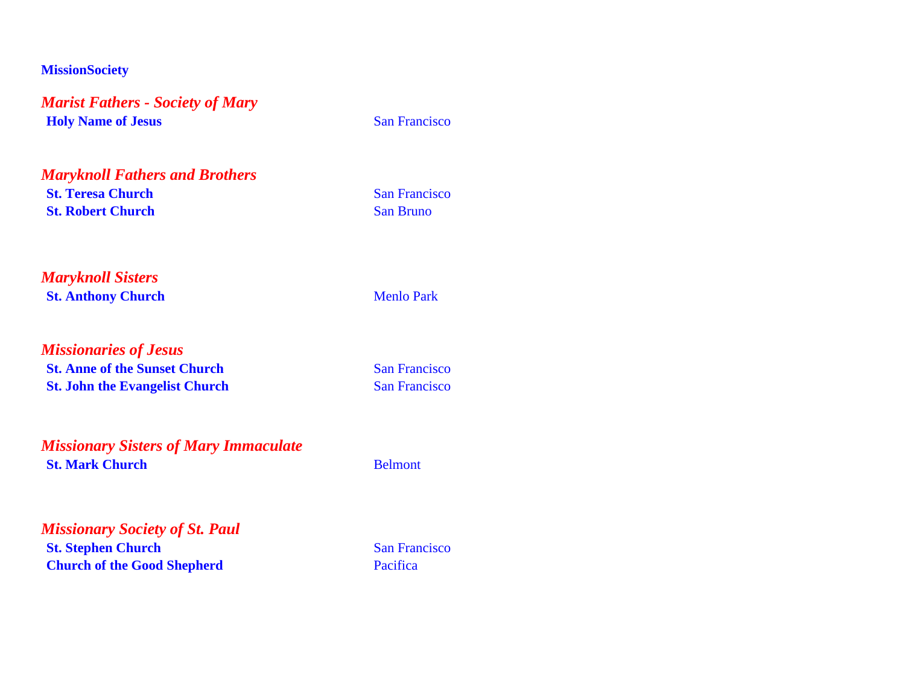**MissionSociety**

***Marist Fathers - Society of Mary***

| | |
|---|---|
| **Holy Name of Jesus** | San Francisco |

***Maryknoll Fathers and Brothers***

| | |
|---|---|
| **St. Teresa Church** | San Francisco |
| **St. Robert Church** | San Bruno |

***Maryknoll Sisters***

| | |
|---|---|
| **St. Anthony Church** | Menlo Park |

***Missionaries of Jesus***

| | |
|---|---|
| **St. Anne of the Sunset Church** | San Francisco |
| **St. John the Evangelist Church** | San Francisco |

***Missionary Sisters of Mary Immaculate***

| | |
|---|---|
| **St. Mark Church** | Belmont |

***Missionary Society of St. Paul***

| | |
|---|---|
| **St. Stephen Church** | San Francisco |
| **Church of the Good Shepherd** | Pacifica |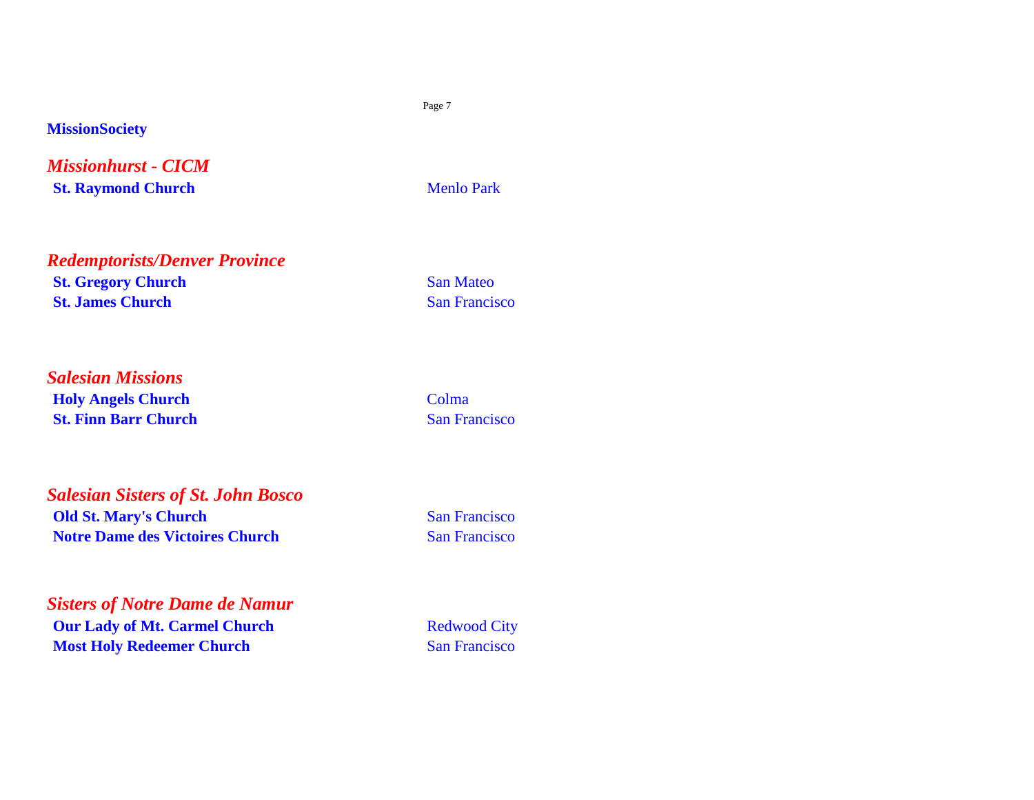**MissionSociety**

### *Missionhurst - CICM*

| Church | City |
|---|---|
| **St. Raymond Church** | Menlo Park |

### *Redemptorists/Denver Province*

| Church | City |
|---|---|
| **St. Gregory Church** | San Mateo |
| **St. James Church** | San Francisco |

### *Salesian Missions*

| Church | City |
|---|---|
| **Holy Angels Church** | Colma |
| **St. Finn Barr Church** | San Francisco |

### *Salesian Sisters of St. John Bosco*

| Church | City |
|---|---|
| **Old St. Mary's Church** | San Francisco |
| **Notre Dame des Victoires Church** | San Francisco |

### *Sisters of Notre Dame de Namur*

| Church | City |
|---|---|
| **Our Lady of Mt. Carmel Church** | Redwood City |
| **Most Holy Redeemer Church** | San Francisco |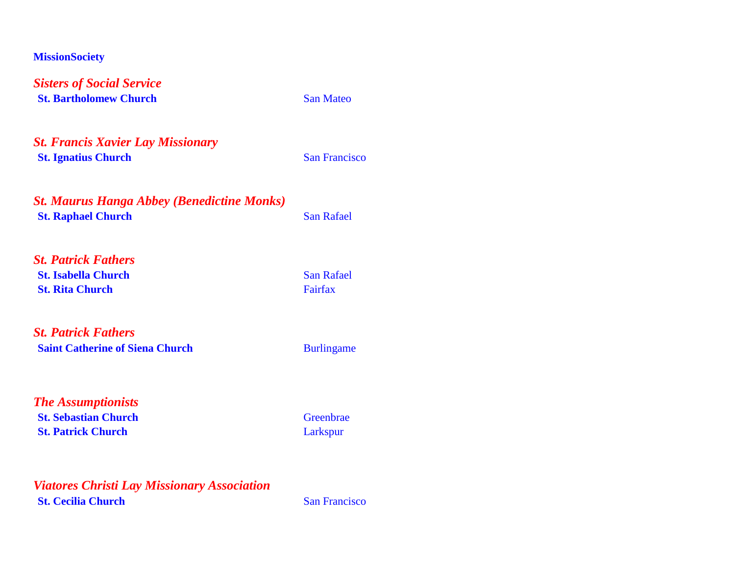**MissionSociety**

***Sisters of Social Service***

| | |
|---|---|
| **St. Bartholomew Church** | San Mateo |

***St. Francis Xavier Lay Missionary***

| | |
|---|---|
| **St. Ignatius Church** | San Francisco |

***St. Maurus Hanga Abbey (Benedictine Monks)***

| | |
|---|---|
| **St. Raphael Church** | San Rafael |

***St. Patrick Fathers***

| | |
|---|---|
| **St. Isabella Church** | San Rafael |
| **St. Rita Church** | Fairfax |

***St. Patrick Fathers***

| | |
|---|---|
| **Saint Catherine of Siena Church** | Burlingame |

***The Assumptionists***

| | |
|---|---|
| **St. Sebastian Church** | Greenbrae |
| **St. Patrick Church** | Larkspur |

***Viatores Christi Lay Missionary Association***

| | |
|---|---|
| **St. Cecilia Church** | San Francisco |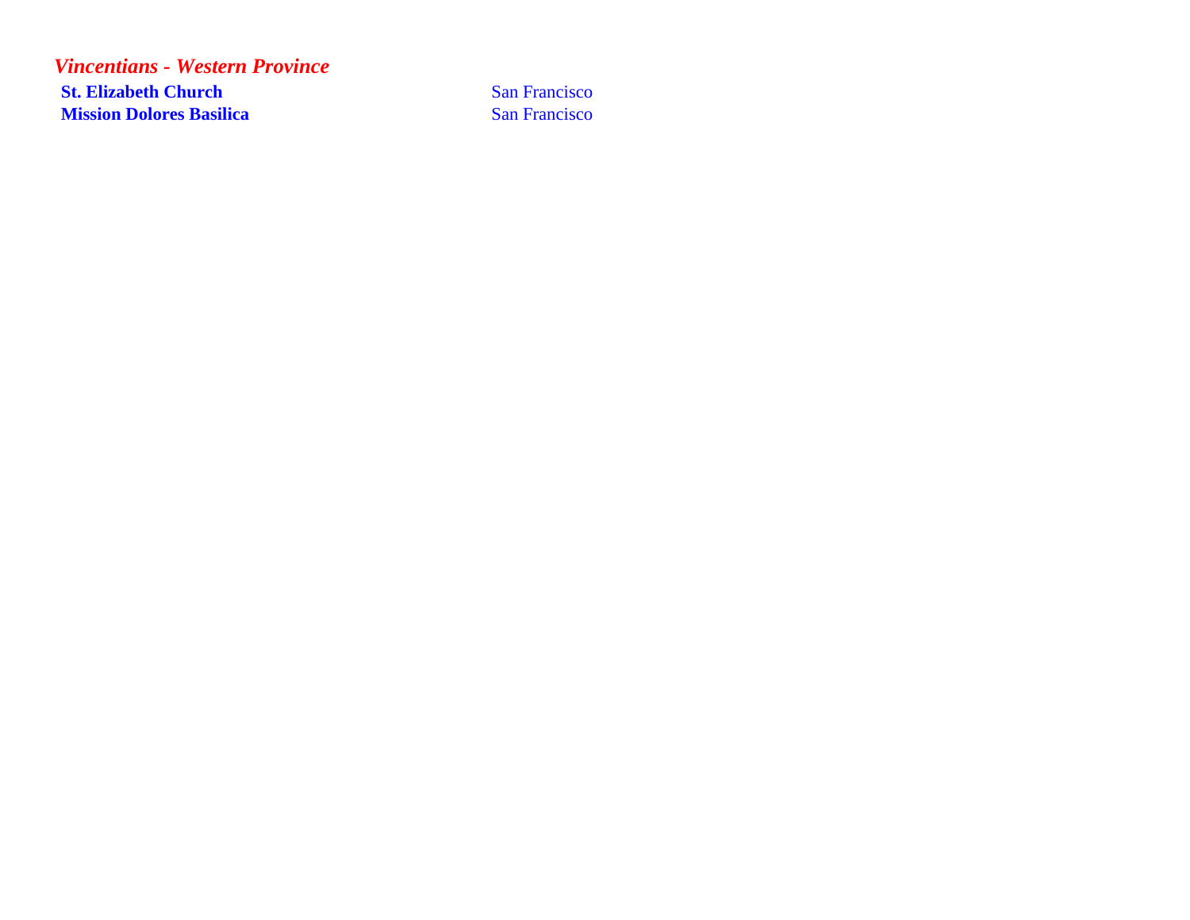### *Vincentians - Western Province*

| | |
|---|---|
| **St. Elizabeth Church** | San Francisco |
| **Mission Dolores Basilica** | San Francisco |